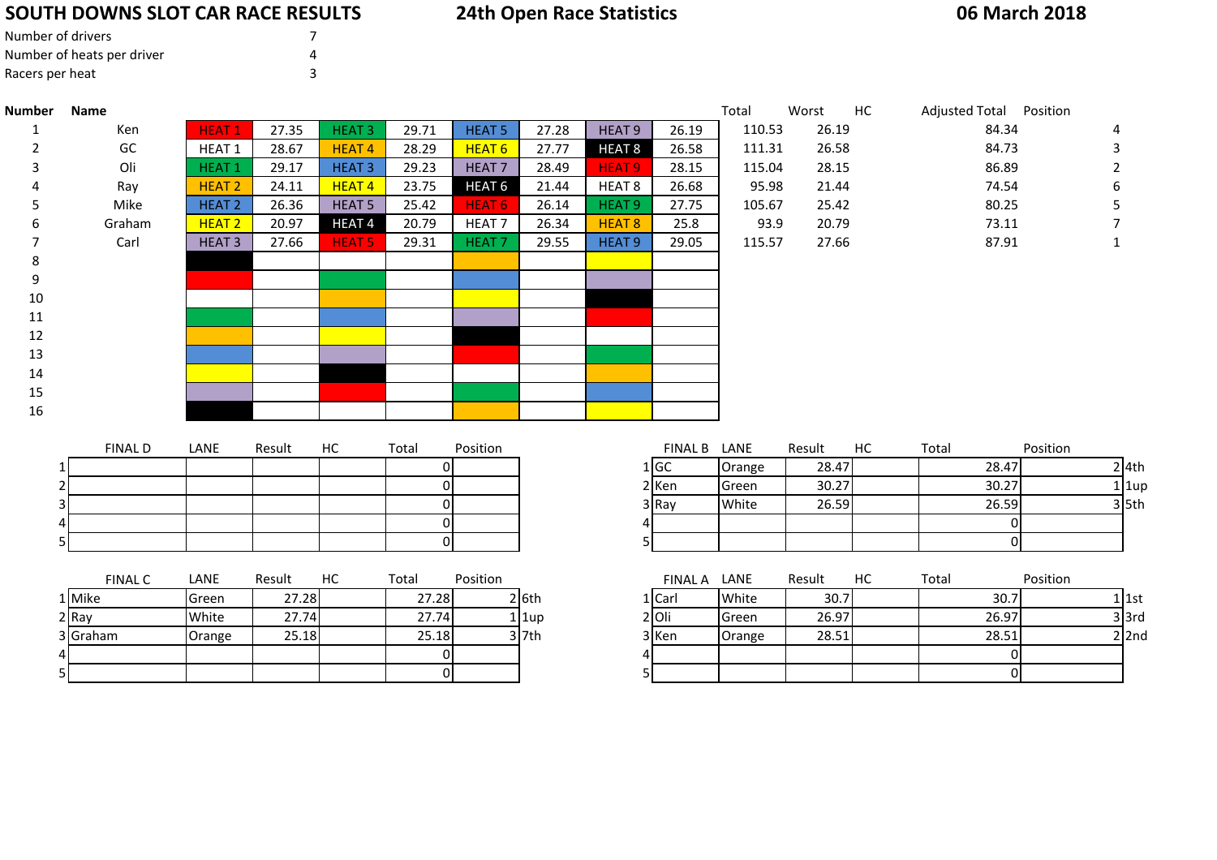# SOUTH DOWNS SLOT CAR RACE RESULTS

## 24th Open Race Statistics

## 06 March 2018

Number of drivers 7
Number of heats per driver 4
Racers per heat 3

| Number | Name | | | | | | | | | Total | Worst | HC | Adjusted Total | Position |
|---|---|---|---|---|---|---|---|---|---|---|---|---|---|---|
| 1 | Ken | HEAT 1 | 27.35 | HEAT 3 | 29.71 | HEAT 5 | 27.28 | HEAT 9 | 26.19 | 110.53 | 26.19 | | 84.34 | 4 |
| 2 | GC | HEAT 1 | 28.67 | HEAT 4 | 28.29 | HEAT 6 | 27.77 | HEAT 8 | 26.58 | 111.31 | 26.58 | | 84.73 | 3 |
| 3 | Oli | HEAT 1 | 29.17 | HEAT 3 | 29.23 | HEAT 7 | 28.49 | HEAT 9 | 28.15 | 115.04 | 28.15 | | 86.89 | 2 |
| 4 | Ray | HEAT 2 | 24.11 | HEAT 4 | 23.75 | HEAT 6 | 21.44 | HEAT 8 | 26.68 | 95.98 | 21.44 | | 74.54 | 6 |
| 5 | Mike | HEAT 2 | 26.36 | HEAT 5 | 25.42 | HEAT 6 | 26.14 | HEAT 9 | 27.75 | 105.67 | 25.42 | | 80.25 | 5 |
| 6 | Graham | HEAT 2 | 20.97 | HEAT 4 | 20.79 | HEAT 7 | 26.34 | HEAT 8 | 25.8 | 93.9 | 20.79 | | 73.11 | 7 |
| 7 | Carl | HEAT 3 | 27.66 | HEAT 5 | 29.31 | HEAT 7 | 29.55 | HEAT 9 | 29.05 | 115.57 | 27.66 | | 87.91 | 1 |
| 8 | | | | | | | | | | | | | | |
| 9 | | | | | | | | | | | | | | |
| 10 | | | | | | | | | | | | | | |
| 11 | | | | | | | | | | | | | | |
| 12 | | | | | | | | | | | | | | |
| 13 | | | | | | | | | | | | | | |
| 14 | | | | | | | | | | | | | | |
| 15 | | | | | | | | | | | | | | |
| 16 | | | | | | | | | | | | | | |

| | FINAL D | LANE | Result | HC | Total | Position |
|---|---|---|---|---|---|---|
| 1 | | | | | 0 | |
| 2 | | | | | 0 | |
| 3 | | | | | 0 | |
| 4 | | | | | 0 | |
| 5 | | | | | 0 | |

| | FINAL B | LANE | Result | HC | Total | Position | |
|---|---|---|---|---|---|---|---|
| 1 | GC | Orange | 28.47 | | 28.47 | 2 | 4th |
| 2 | Ken | Green | 30.27 | | 30.27 | 1 | 1up |
| 3 | Ray | White | 26.59 | | 26.59 | 3 | 5th |
| 4 | | | | | 0 | | |
| 5 | | | | | 0 | | |

| | FINAL C | LANE | Result | HC | Total | Position | |
|---|---|---|---|---|---|---|---|
| 1 | Mike | Green | 27.28 | | 27.28 | 2 | 6th |
| 2 | Ray | White | 27.74 | | 27.74 | 1 | 1up |
| 3 | Graham | Orange | 25.18 | | 25.18 | 3 | 7th |
| 4 | | | | | 0 | | |
| 5 | | | | | 0 | | |

| | FINAL A | LANE | Result | HC | Total | Position | |
|---|---|---|---|---|---|---|---|
| 1 | Carl | White | 30.7 | | 30.7 | 1 | 1st |
| 2 | Oli | Green | 26.97 | | 26.97 | 3 | 3rd |
| 3 | Ken | Orange | 28.51 | | 28.51 | 2 | 2nd |
| 4 | | | | | 0 | | |
| 5 | | | | | 0 | | |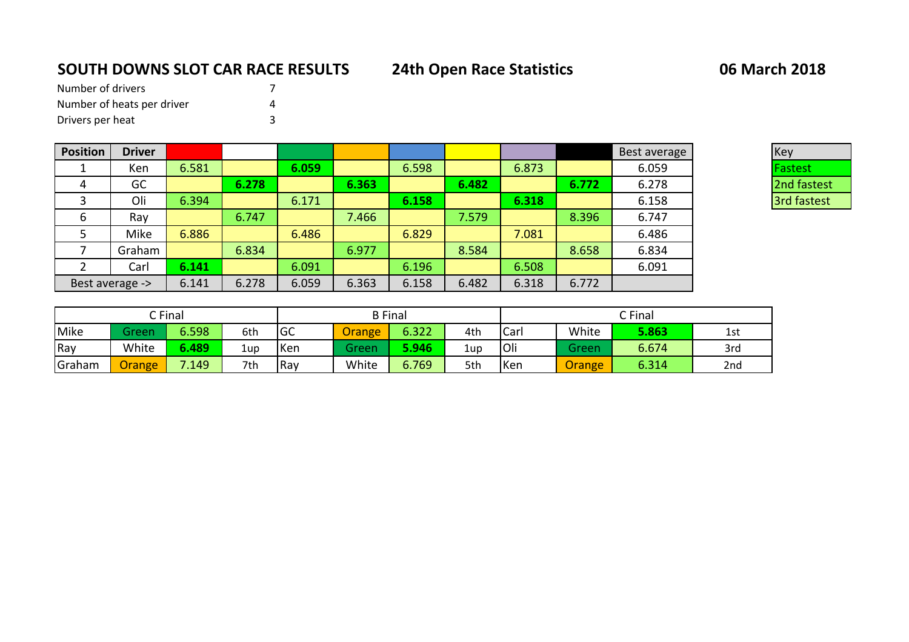# SOUTH DOWNS SLOT CAR RACE RESULTS 24th Open Race Statistics 06 March 2018

Number of drivers 7
Number of heats per driver 4
Drivers per heat 3

| Position | Driver | Red | White | Green | Orange | Blue | Yellow | Purple | Black | Best average |
|---|---|---|---|---|---|---|---|---|---|---|
| 1 | Ken | 6.581 | | **6.059** | | 6.598 | | 6.873 | | 6.059 |
| 4 | GC | | **6.278** | | **6.363** | | **6.482** | | **6.772** | 6.278 |
| 3 | Oli | 6.394 | | 6.171 | | **6.158** | | **6.318** | | 6.158 |
| 6 | Ray | | 6.747 | | 7.466 | | 7.579 | | 8.396 | 6.747 |
| 5 | Mike | 6.886 | | 6.486 | | 6.829 | | 7.081 | | 6.486 |
| 7 | Graham | | 6.834 | | 6.977 | | 8.584 | | 8.658 | 6.834 |
| 2 | Carl | **6.141** | | 6.091 | | 6.196 | | 6.508 | | 6.091 |
| Best average -> | | 6.141 | 6.278 | 6.059 | 6.363 | 6.158 | 6.482 | 6.318 | 6.772 | |

| Key |
|---|
| Fastest |
| 2nd fastest |
| 3rd fastest |

| C Final | | | | B Final | | | | C Final | | | |
|---|---|---|---|---|---|---|---|---|---|---|---|
| Mike | Green | 6.598 | 6th | GC | Orange | 6.322 | 4th | Carl | White | **5.863** | 1st |
| Ray | White | **6.489** | 1up | Ken | Green | **5.946** | 1up | Oli | Green | 6.674 | 3rd |
| Graham | Orange | 7.149 | 7th | Ray | White | 6.769 | 5th | Ken | Orange | 6.314 | 2nd |